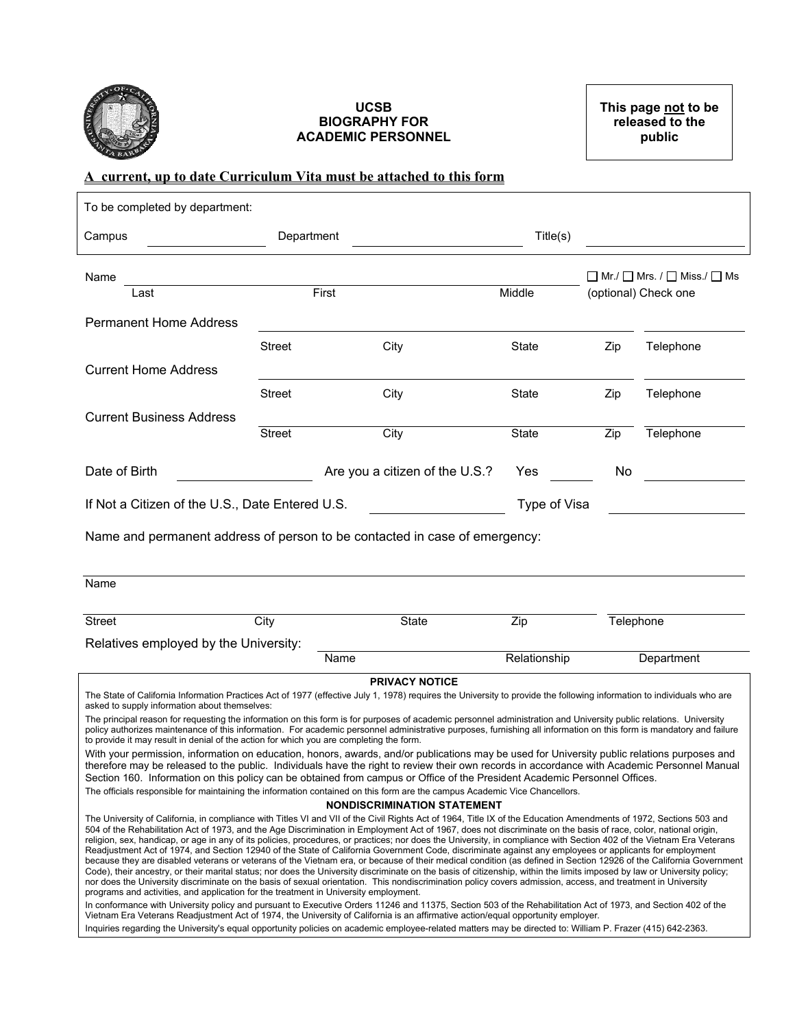# UCSB BIOGRAPHY FOR ACADEMIC PERSONNEL

**This page not to be released to the public**

**A current, up to date Curriculum Vita must be attached to this form**

To be completed by department:

Campus ______________ Department ______________ Title(s) ______________

Name ______________________________________________ ☐ Mr./ ☐ Mrs. / ☐ Miss./ ☐ Ms

Last First Middle (optional) Check one

Permanent Home Address ______________________________________________

Street City State Zip Telephone

Current Home Address ______________________________________________

Street City State Zip Telephone

Current Business Address ______________________________________________

Street City State Zip Telephone

Date of Birth ______________ Are you a citizen of the U.S.? Yes ______ No ______

If Not a Citizen of the U.S., Date Entered U.S. ______________ Type of Visa ______________

Name and permanent address of person to be contacted in case of emergency:

______________________________________________

Name

______________________________________________

Street City State Zip Telephone

Relatives employed by the University: ______________________________________________

Name Relationship Department

**PRIVACY NOTICE**

The State of California Information Practices Act of 1977 (effective July 1, 1978) requires the University to provide the following information to individuals who are asked to supply information about themselves:

The principal reason for requesting the information on this form is for purposes of academic personnel administration and University public relations. University policy authorizes maintenance of this information. For academic personnel administrative purposes, furnishing all information on this form is mandatory and failure to provide it may result in denial of the action for which you are completing the form.

With your permission, information on education, honors, awards, and/or publications may be used for University public relations purposes and therefore may be released to the public. Individuals have the right to review their own records in accordance with Academic Personnel Manual Section 160. Information on this policy can be obtained from campus or Office of the President Academic Personnel Offices.

The officials responsible for maintaining the information contained on this form are the campus Academic Vice Chancellors.

**NONDISCRIMINATION STATEMENT**

The University of California, in compliance with Titles VI and VII of the Civil Rights Act of 1964, Title IX of the Education Amendments of 1972, Sections 503 and 504 of the Rehabilitation Act of 1973, and the Age Discrimination in Employment Act of 1967, does not discriminate on the basis of race, color, national origin, religion, sex, handicap, or age in any of its policies, procedures, or practices; nor does the University, in compliance with Section 402 of the Vietnam Era Veterans Readjustment Act of 1974, and Section 12940 of the State of California Government Code, discriminate against any employees or applicants for employment because they are disabled veterans or veterans of the Vietnam era, or because of their medical condition (as defined in Section 12926 of the California Government Code), their ancestry, or their marital status; nor does the University discriminate on the basis of citizenship, within the limits imposed by law or University policy; nor does the University discriminate on the basis of sexual orientation. This nondiscrimination policy covers admission, access, and treatment in University programs and activities, and application for the treatment in University employment.

In conformance with University policy and pursuant to Executive Orders 11246 and 11375, Section 503 of the Rehabilitation Act of 1973, and Section 402 of the Vietnam Era Veterans Readjustment Act of 1974, the University of California is an affirmative action/equal opportunity employer.

Inquiries regarding the University's equal opportunity policies on academic employee-related matters may be directed to: William P. Frazer (415) 642-2363.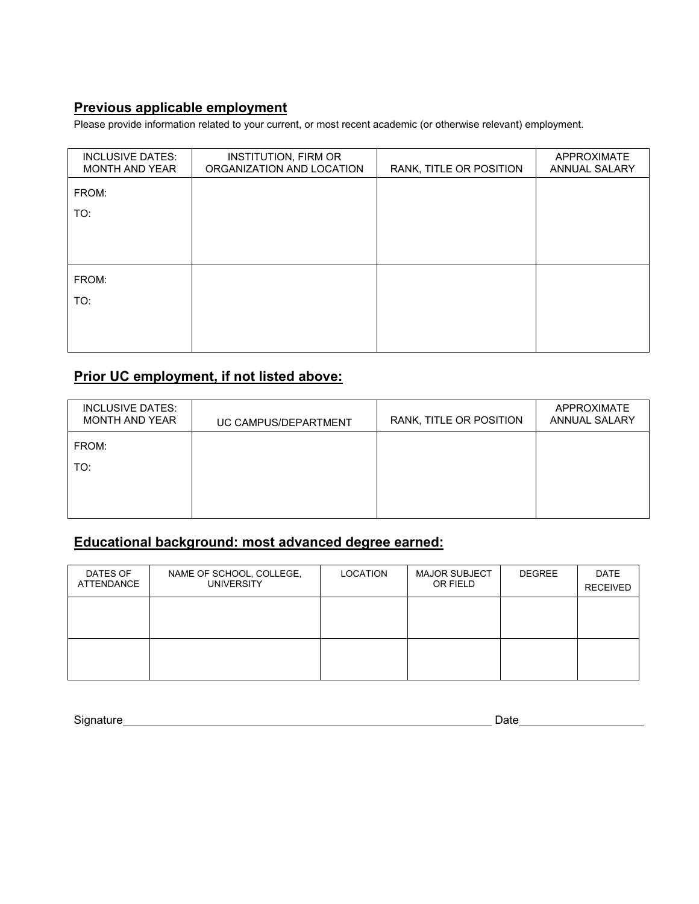## Previous applicable employment

Please provide information related to your current, or most recent academic (or otherwise relevant) employment.

| INCLUSIVE DATES: MONTH AND YEAR | INSTITUTION, FIRM OR ORGANIZATION AND LOCATION | RANK, TITLE OR POSITION | APPROXIMATE ANNUAL SALARY |
|---|---|---|---|
| FROM:<br>TO: | | | |
| FROM:<br>TO: | | | |

## Prior UC employment, if not listed above:

| INCLUSIVE DATES: MONTH AND YEAR | UC CAMPUS/DEPARTMENT | RANK, TITLE OR POSITION | APPROXIMATE ANNUAL SALARY |
|---|---|---|---|
| FROM:<br>TO: | | | |

## Educational background: most advanced degree earned:

| DATES OF ATTENDANCE | NAME OF SCHOOL, COLLEGE, UNIVERSITY | LOCATION | MAJOR SUBJECT OR FIELD | DEGREE | DATE RECEIVED |
|---|---|---|---|---|---|
| | | | | | |
| | | | | | |

Signature\_\_\_\_\_\_\_\_\_\_\_\_\_\_\_\_\_\_\_\_\_\_\_\_\_\_\_\_\_\_\_\_\_\_\_\_\_\_\_\_ Date\_\_\_\_\_\_\_\_\_\_\_\_\_\_\_\_\_\_\_\_